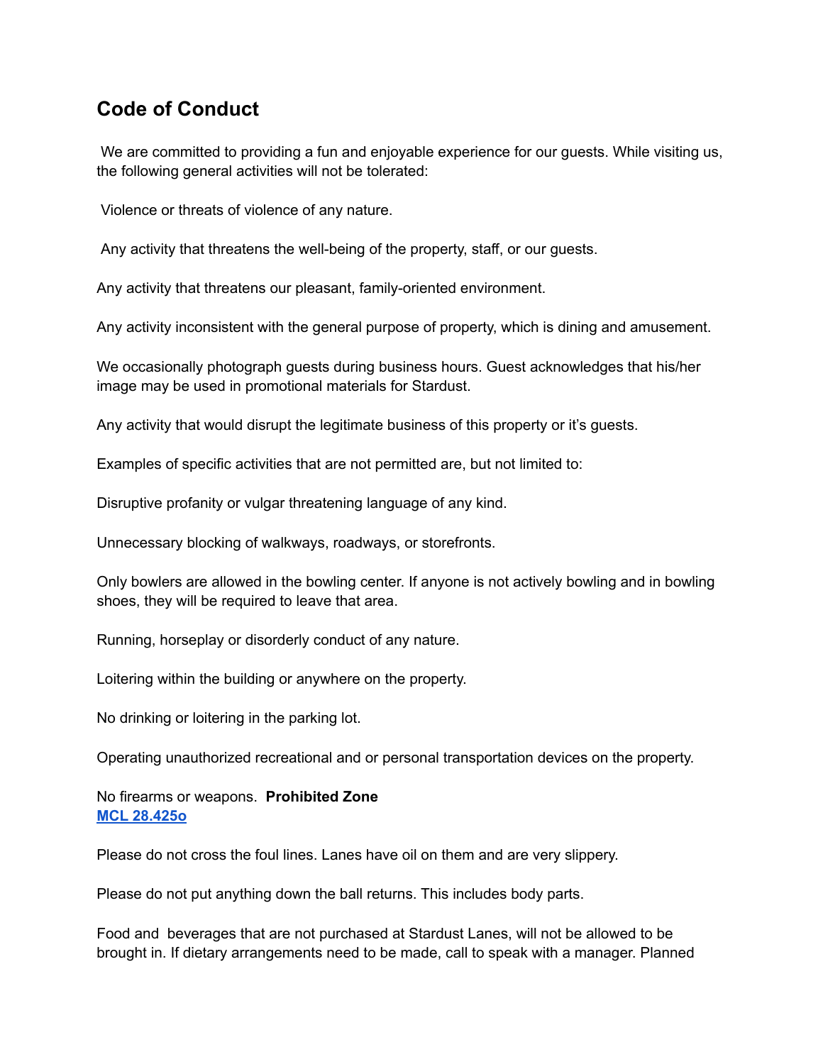## Code of Conduct

We are committed to providing a fun and enjoyable experience for our guests. While visiting us, the following general activities will not be tolerated:

Violence or threats of violence of any nature.

Any activity that threatens the well-being of the property, staff, or our guests.

Any activity that threatens our pleasant, family-oriented environment.

Any activity inconsistent with the general purpose of property, which is dining and amusement.

We occasionally photograph guests during business hours. Guest acknowledges that his/her image may be used in promotional materials for Stardust.

Any activity that would disrupt the legitimate business of this property or it's guests.

Examples of specific activities that are not permitted are, but not limited to:

Disruptive profanity or vulgar threatening language of any kind.

Unnecessary blocking of walkways, roadways, or storefronts.

Only bowlers are allowed in the bowling center. If anyone is not actively bowling and in bowling shoes, they will be required to leave that area.

Running, horseplay or disorderly conduct of any nature.

Loitering within the building or anywhere on the property.

No drinking or loitering in the parking lot.

Operating unauthorized recreational and or personal transportation devices on the property.

No firearms or weapons. **Prohibited Zone**
**MCL 28.425o**

Please do not cross the foul lines. Lanes have oil on them and are very slippery.

Please do not put anything down the ball returns. This includes body parts.

Food and beverages that are not purchased at Stardust Lanes, will not be allowed to be brought in. If dietary arrangements need to be made, call to speak with a manager. Planned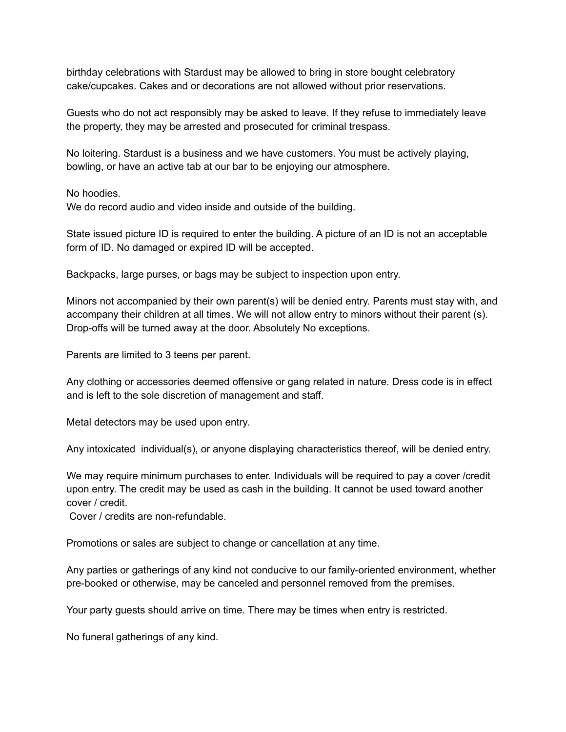birthday celebrations with Stardust may be allowed to bring in store bought celebratory cake/cupcakes. Cakes and or decorations are not allowed without prior reservations.

Guests who do not act responsibly may be asked to leave. If they refuse to immediately leave the property, they may be arrested and prosecuted for criminal trespass.

No loitering. Stardust is a business and we have customers. You must be actively playing, bowling, or have an active tab at our bar to be enjoying our atmosphere.

No hoodies.
We do record audio and video inside and outside of the building.

State issued picture ID is required to enter the building. A picture of an ID is not an acceptable form of ID. No damaged or expired ID will be accepted.

Backpacks, large purses, or bags may be subject to inspection upon entry.

Minors not accompanied by their own parent(s) will be denied entry. Parents must stay with, and accompany their children at all times. We will not allow entry to minors without their parent (s). Drop-offs will be turned away at the door. Absolutely No exceptions.

Parents are limited to 3 teens per parent.

Any clothing or accessories deemed offensive or gang related in nature. Dress code is in effect and is left to the sole discretion of management and staff.

Metal detectors may be used upon entry.

Any intoxicated individual(s), or anyone displaying characteristics thereof, will be denied entry.

We may require minimum purchases to enter. Individuals will be required to pay a cover /credit upon entry. The credit may be used as cash in the building. It cannot be used toward another cover / credit.
Cover / credits are non-refundable.

Promotions or sales are subject to change or cancellation at any time.

Any parties or gatherings of any kind not conducive to our family-oriented environment, whether pre-booked or otherwise, may be canceled and personnel removed from the premises.

Your party guests should arrive on time. There may be times when entry is restricted.

No funeral gatherings of any kind.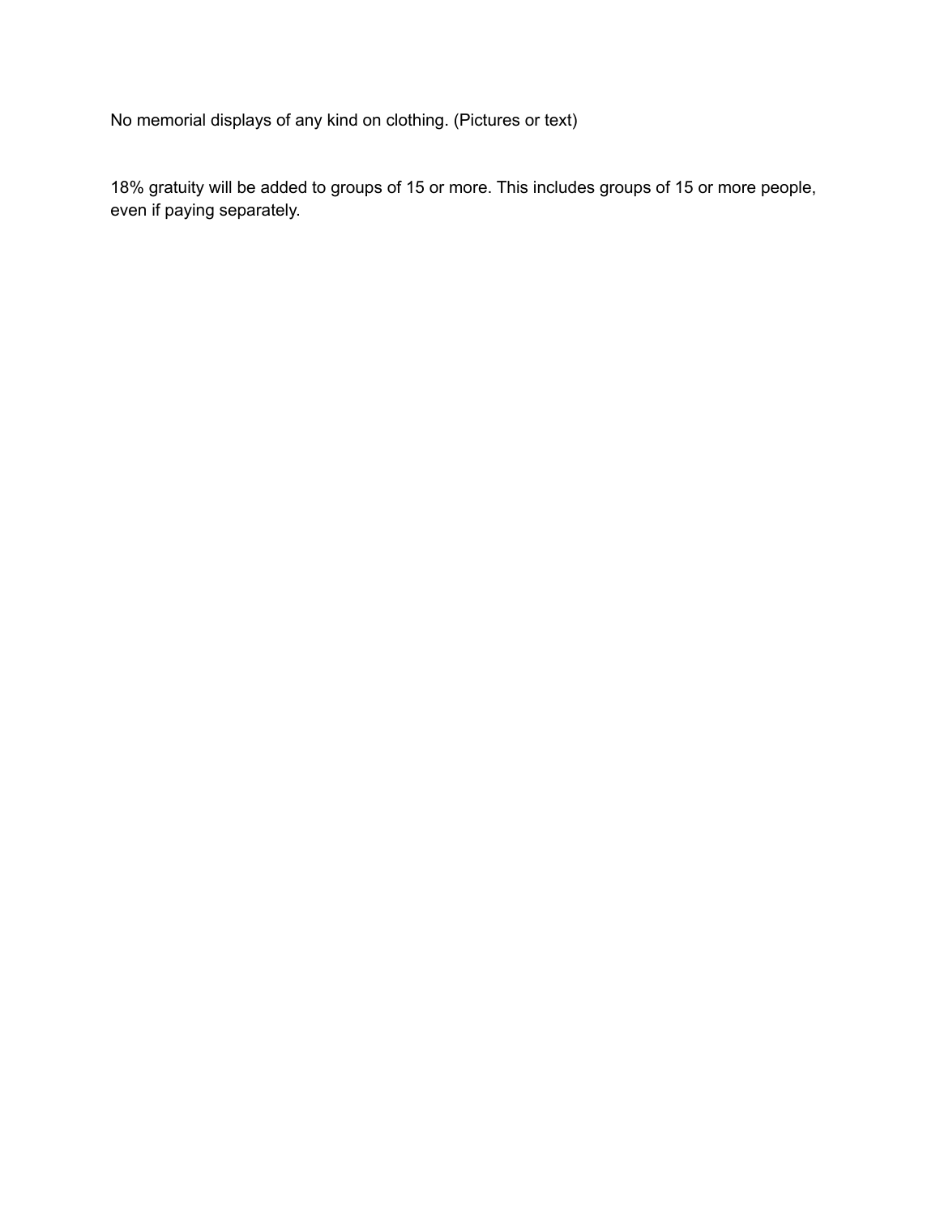No memorial displays of any kind on clothing. (Pictures or text)

18% gratuity will be added to groups of 15 or more. This includes groups of 15 or more people, even if paying separately.